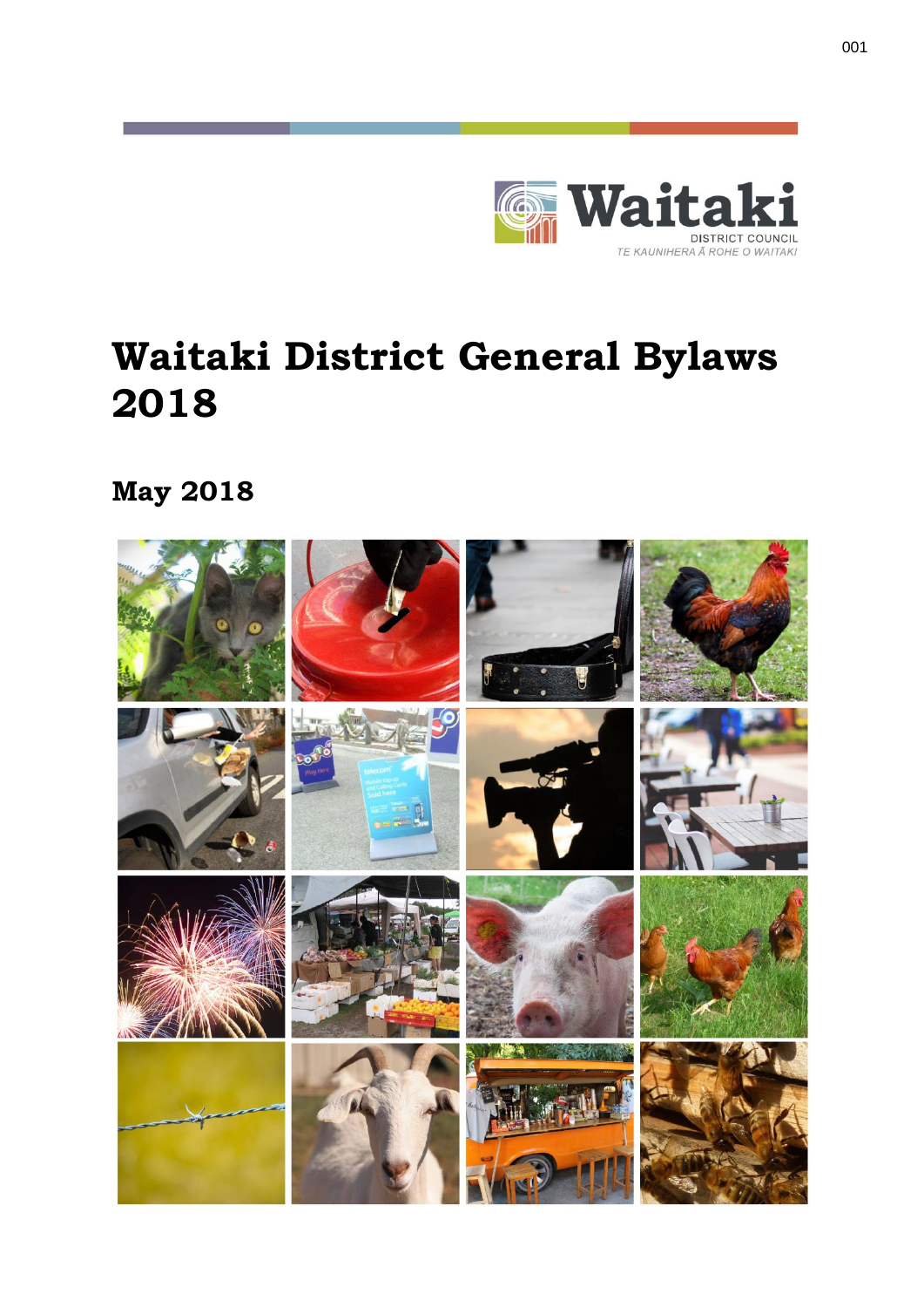Waitaki

DISTRICT COUNCIL

TE KAUNIHERA Ā ROHE O WAITAKI

# Waitaki District General Bylaws 2018

## May 2018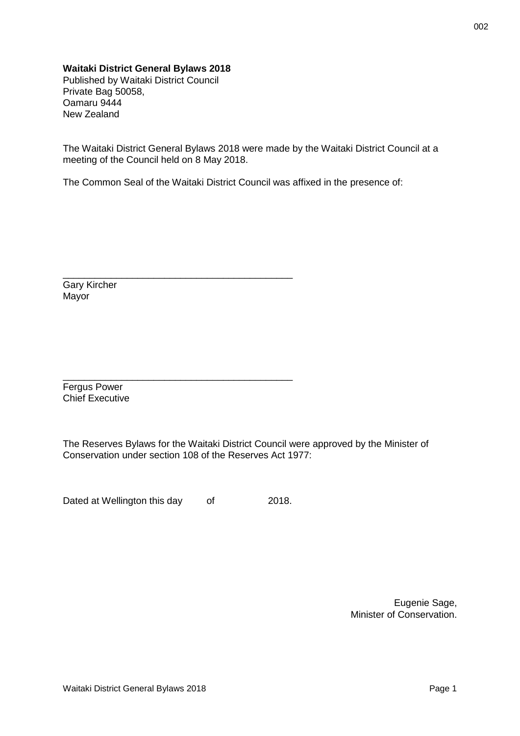**Waitaki District General Bylaws 2018**
Published by Waitaki District Council
Private Bag 50058,
Oamaru 9444
New Zealand

The Waitaki District General Bylaws 2018 were made by the Waitaki District Council at a meeting of the Council held on 8 May 2018.

The Common Seal of the Waitaki District Council was affixed in the presence of:

\_\_\_\_\_\_\_\_\_\_\_\_\_\_\_\_\_\_\_\_\_\_\_\_\_\_\_\_\_\_\_\_\_\_\_\_\_\_\_\_\_\_\_\_

Gary Kircher
Mayor

\_\_\_\_\_\_\_\_\_\_\_\_\_\_\_\_\_\_\_\_\_\_\_\_\_\_\_\_\_\_\_\_\_\_\_\_\_\_\_\_\_\_\_\_

Fergus Power
Chief Executive

The Reserves Bylaws for the Waitaki District Council were approved by the Minister of Conservation under section 108 of the Reserves Act 1977:

Dated at Wellington this day of 2018.

Eugenie Sage,
Minister of Conservation.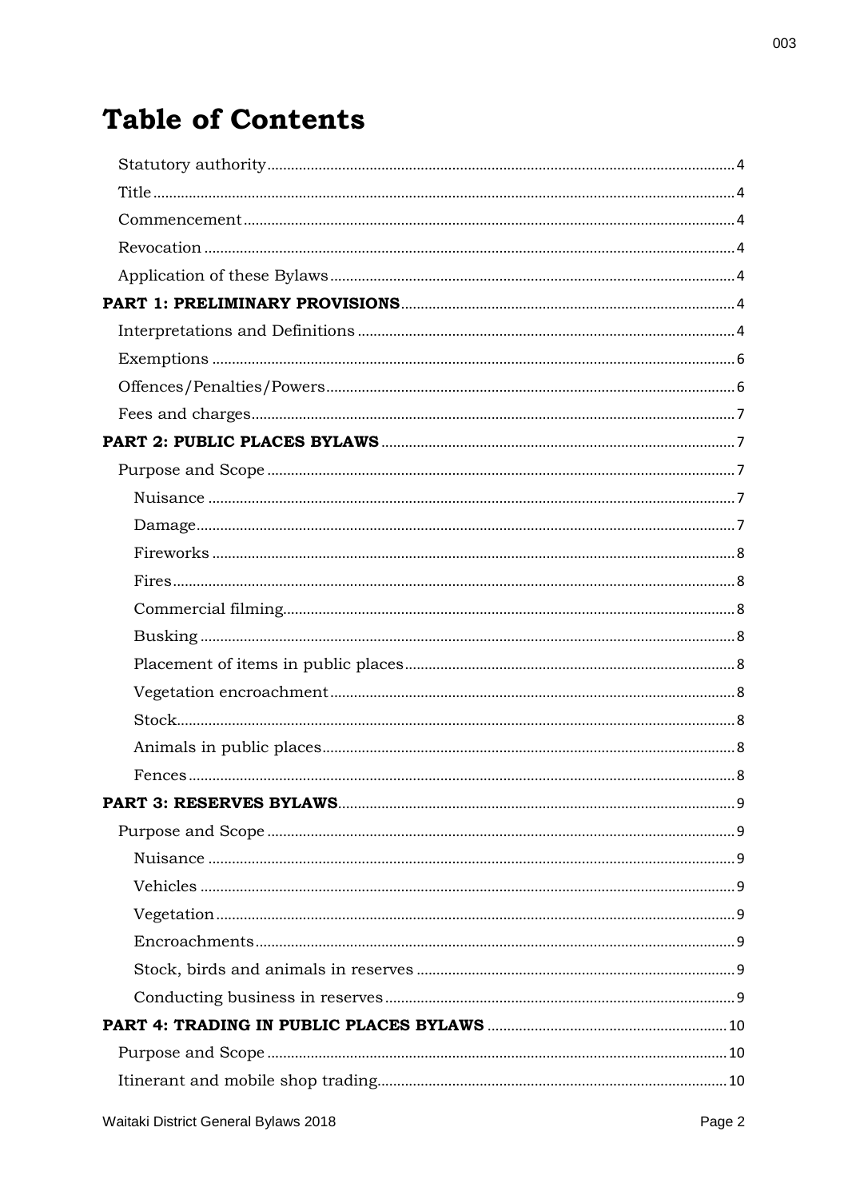# Table of Contents

- Statutory authority ..... 4
- Title ..... 4
- Commencement ..... 4
- Revocation ..... 4
- Application of these Bylaws ..... 4

**PART 1: PRELIMINARY PROVISIONS** ..... 4

- Interpretations and Definitions ..... 4
- Exemptions ..... 6
- Offences/Penalties/Powers ..... 6
- Fees and charges ..... 7

**PART 2: PUBLIC PLACES BYLAWS** ..... 7

- Purpose and Scope ..... 7
  - Nuisance ..... 7
  - Damage ..... 7
  - Fireworks ..... 8
  - Fires ..... 8
  - Commercial filming ..... 8
  - Busking ..... 8
  - Placement of items in public places ..... 8
  - Vegetation encroachment ..... 8
  - Stock ..... 8
  - Animals in public places ..... 8
  - Fences ..... 8

**PART 3: RESERVES BYLAWS** ..... 9

- Purpose and Scope ..... 9
  - Nuisance ..... 9
  - Vehicles ..... 9
  - Vegetation ..... 9
  - Encroachments ..... 9
  - Stock, birds and animals in reserves ..... 9
  - Conducting business in reserves ..... 9

**PART 4: TRADING IN PUBLIC PLACES BYLAWS** ..... 10

- Purpose and Scope ..... 10
- Itinerant and mobile shop trading ..... 10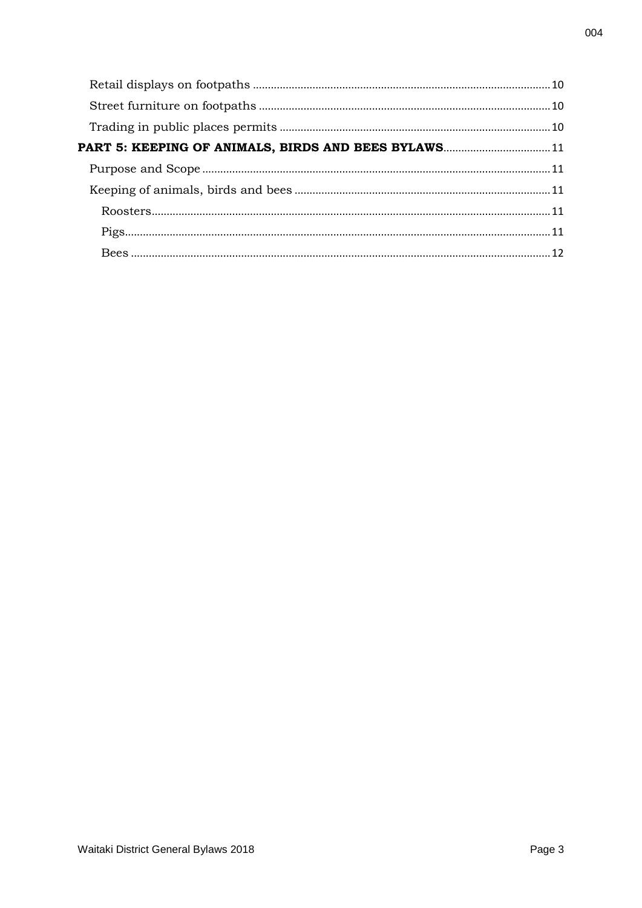Retail displays on footpaths ........ 10

Street furniture on footpaths ........ 10

Trading in public places permits ........ 10

**PART 5: KEEPING OF ANIMALS, BIRDS AND BEES BYLAWS** ........ 11

Purpose and Scope ........ 11

Keeping of animals, birds and bees ........ 11

- Roosters ........ 11
- Pigs ........ 11
- Bees ........ 12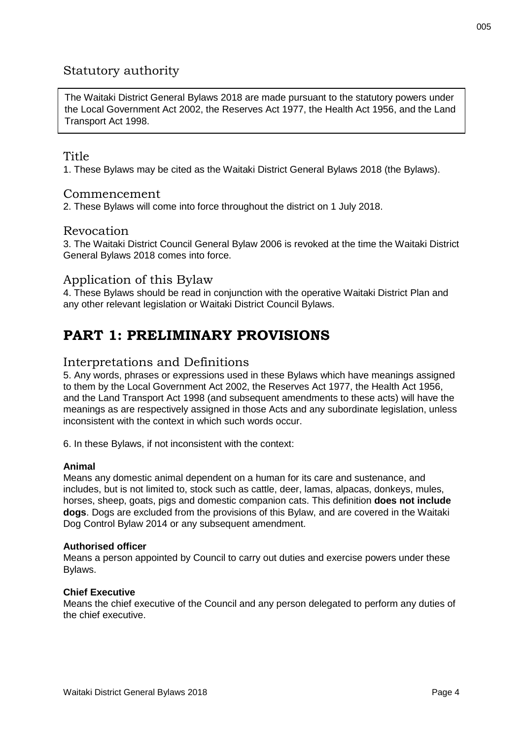## Statutory authority

The Waitaki District General Bylaws 2018 are made pursuant to the statutory powers under the Local Government Act 2002, the Reserves Act 1977, the Health Act 1956, and the Land Transport Act 1998.

### Title

1. These Bylaws may be cited as the Waitaki District General Bylaws 2018 (the Bylaws).

### Commencement

2. These Bylaws will come into force throughout the district on 1 July 2018.

### Revocation

3. The Waitaki District Council General Bylaw 2006 is revoked at the time the Waitaki District General Bylaws 2018 comes into force.

### Application of this Bylaw

4. These Bylaws should be read in conjunction with the operative Waitaki District Plan and any other relevant legislation or Waitaki District Council Bylaws.

# PART 1: PRELIMINARY PROVISIONS

### Interpretations and Definitions

5. Any words, phrases or expressions used in these Bylaws which have meanings assigned to them by the Local Government Act 2002, the Reserves Act 1977, the Health Act 1956, and the Land Transport Act 1998 (and subsequent amendments to these acts) will have the meanings as are respectively assigned in those Acts and any subordinate legislation, unless inconsistent with the context in which such words occur.

6. In these Bylaws, if not inconsistent with the context:

**Animal**
Means any domestic animal dependent on a human for its care and sustenance, and includes, but is not limited to, stock such as cattle, deer, lamas, alpacas, donkeys, mules, horses, sheep, goats, pigs and domestic companion cats. This definition **does not include dogs**. Dogs are excluded from the provisions of this Bylaw, and are covered in the Waitaki Dog Control Bylaw 2014 or any subsequent amendment.

**Authorised officer**
Means a person appointed by Council to carry out duties and exercise powers under these Bylaws.

**Chief Executive**
Means the chief executive of the Council and any person delegated to perform any duties of the chief executive.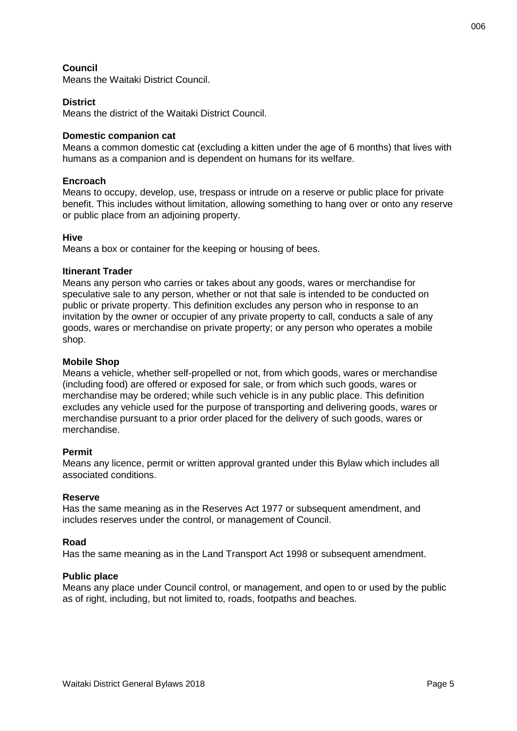**Council**
Means the Waitaki District Council.

**District**
Means the district of the Waitaki District Council.

**Domestic companion cat**
Means a common domestic cat (excluding a kitten under the age of 6 months) that lives with humans as a companion and is dependent on humans for its welfare.

**Encroach**
Means to occupy, develop, use, trespass or intrude on a reserve or public place for private benefit. This includes without limitation, allowing something to hang over or onto any reserve or public place from an adjoining property.

**Hive**
Means a box or container for the keeping or housing of bees.

**Itinerant Trader**
Means any person who carries or takes about any goods, wares or merchandise for speculative sale to any person, whether or not that sale is intended to be conducted on public or private property. This definition excludes any person who in response to an invitation by the owner or occupier of any private property to call, conducts a sale of any goods, wares or merchandise on private property; or any person who operates a mobile shop.

**Mobile Shop**
Means a vehicle, whether self-propelled or not, from which goods, wares or merchandise (including food) are offered or exposed for sale, or from which such goods, wares or merchandise may be ordered; while such vehicle is in any public place. This definition excludes any vehicle used for the purpose of transporting and delivering goods, wares or merchandise pursuant to a prior order placed for the delivery of such goods, wares or merchandise.

**Permit**
Means any licence, permit or written approval granted under this Bylaw which includes all associated conditions.

**Reserve**
Has the same meaning as in the Reserves Act 1977 or subsequent amendment, and includes reserves under the control, or management of Council.

**Road**
Has the same meaning as in the Land Transport Act 1998 or subsequent amendment.

**Public place**
Means any place under Council control, or management, and open to or used by the public as of right, including, but not limited to, roads, footpaths and beaches.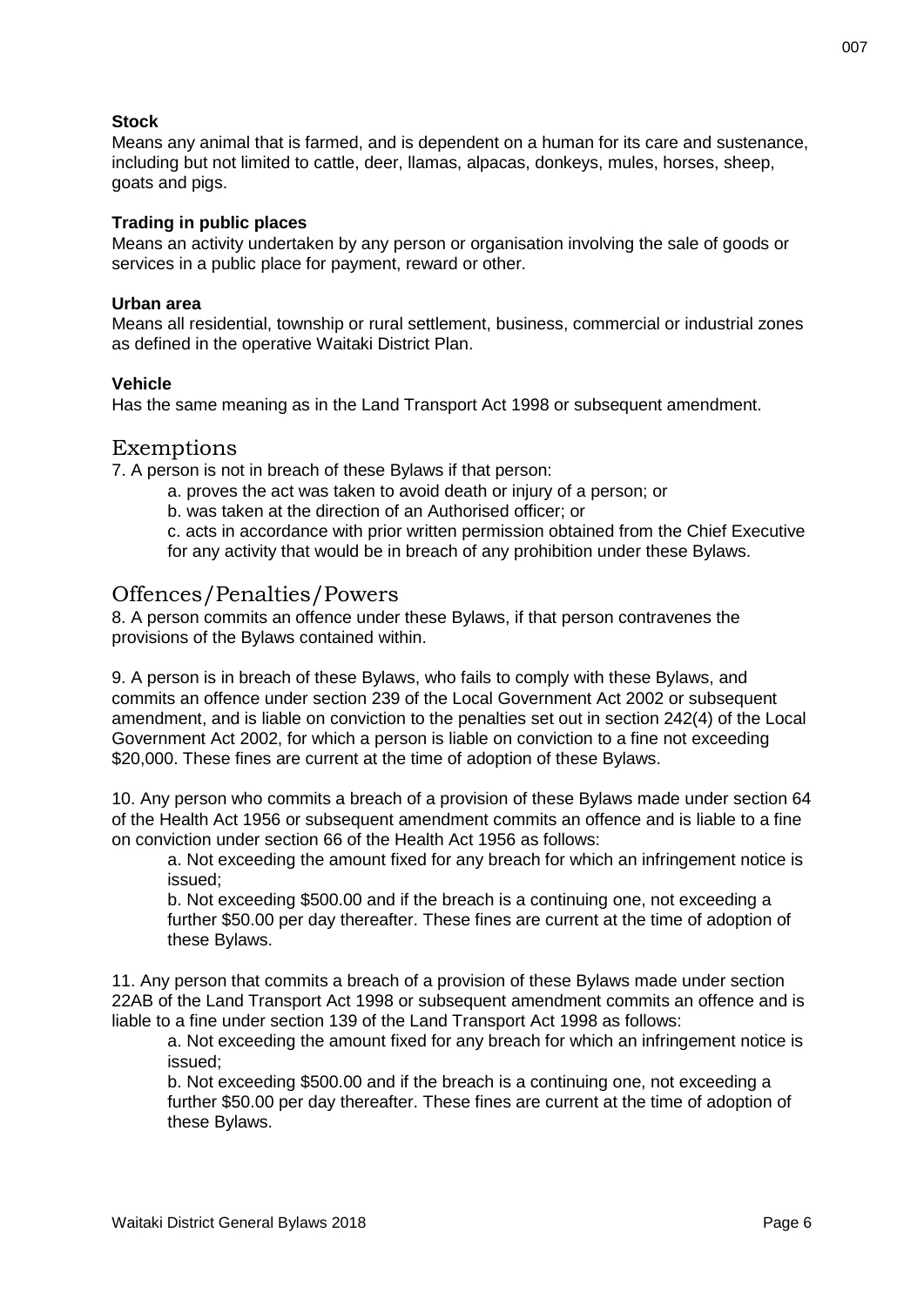**Stock**
Means any animal that is farmed, and is dependent on a human for its care and sustenance, including but not limited to cattle, deer, llamas, alpacas, donkeys, mules, horses, sheep, goats and pigs.

**Trading in public places**
Means an activity undertaken by any person or organisation involving the sale of goods or services in a public place for payment, reward or other.

**Urban area**
Means all residential, township or rural settlement, business, commercial or industrial zones as defined in the operative Waitaki District Plan.

**Vehicle**
Has the same meaning as in the Land Transport Act 1998 or subsequent amendment.

## Exemptions

7. A person is not in breach of these Bylaws if that person:

   a. proves the act was taken to avoid death or injury of a person; or

   b. was taken at the direction of an Authorised officer; or

   c. acts in accordance with prior written permission obtained from the Chief Executive for any activity that would be in breach of any prohibition under these Bylaws.

## Offences/Penalties/Powers

8. A person commits an offence under these Bylaws, if that person contravenes the provisions of the Bylaws contained within.

9. A person is in breach of these Bylaws, who fails to comply with these Bylaws, and commits an offence under section 239 of the Local Government Act 2002 or subsequent amendment, and is liable on conviction to the penalties set out in section 242(4) of the Local Government Act 2002, for which a person is liable on conviction to a fine not exceeding $20,000. These fines are current at the time of adoption of these Bylaws.

10. Any person who commits a breach of a provision of these Bylaws made under section 64 of the Health Act 1956 or subsequent amendment commits an offence and is liable to a fine on conviction under section 66 of the Health Act 1956 as follows:

   a. Not exceeding the amount fixed for any breach for which an infringement notice is issued;

   b. Not exceeding $500.00 and if the breach is a continuing one, not exceeding a further $50.00 per day thereafter. These fines are current at the time of adoption of these Bylaws.

11. Any person that commits a breach of a provision of these Bylaws made under section 22AB of the Land Transport Act 1998 or subsequent amendment commits an offence and is liable to a fine under section 139 of the Land Transport Act 1998 as follows:

   a. Not exceeding the amount fixed for any breach for which an infringement notice is issued;

   b. Not exceeding $500.00 and if the breach is a continuing one, not exceeding a further $50.00 per day thereafter. These fines are current at the time of adoption of these Bylaws.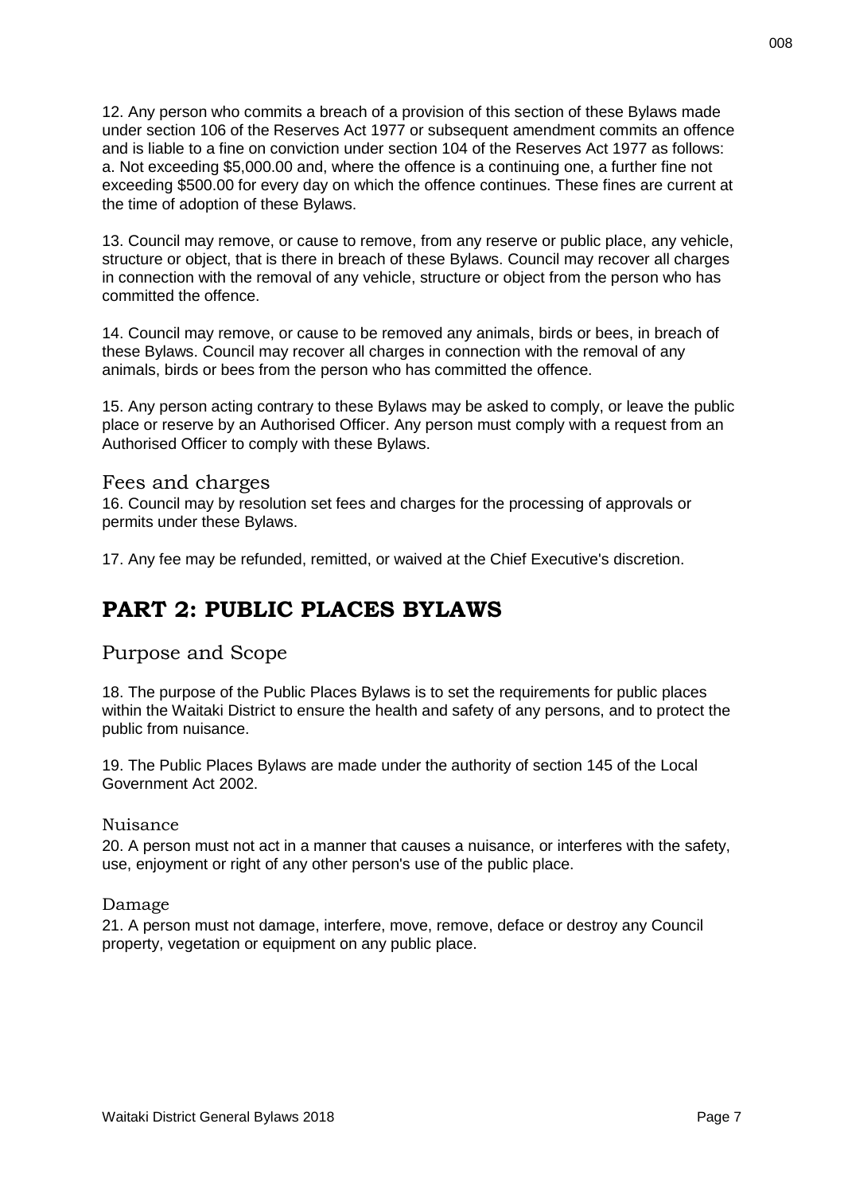12. Any person who commits a breach of a provision of this section of these Bylaws made under section 106 of the Reserves Act 1977 or subsequent amendment commits an offence and is liable to a fine on conviction under section 104 of the Reserves Act 1977 as follows:
a. Not exceeding $5,000.00 and, where the offence is a continuing one, a further fine not exceeding $500.00 for every day on which the offence continues. These fines are current at the time of adoption of these Bylaws.

13. Council may remove, or cause to remove, from any reserve or public place, any vehicle, structure or object, that is there in breach of these Bylaws. Council may recover all charges in connection with the removal of any vehicle, structure or object from the person who has committed the offence.

14. Council may remove, or cause to be removed any animals, birds or bees, in breach of these Bylaws. Council may recover all charges in connection with the removal of any animals, birds or bees from the person who has committed the offence.

15. Any person acting contrary to these Bylaws may be asked to comply, or leave the public place or reserve by an Authorised Officer. Any person must comply with a request from an Authorised Officer to comply with these Bylaws.

### Fees and charges

16. Council may by resolution set fees and charges for the processing of approvals or permits under these Bylaws.

17. Any fee may be refunded, remitted, or waived at the Chief Executive's discretion.

# PART 2: PUBLIC PLACES BYLAWS

## Purpose and Scope

18. The purpose of the Public Places Bylaws is to set the requirements for public places within the Waitaki District to ensure the health and safety of any persons, and to protect the public from nuisance.

19. The Public Places Bylaws are made under the authority of section 145 of the Local Government Act 2002.

#### Nuisance

20. A person must not act in a manner that causes a nuisance, or interferes with the safety, use, enjoyment or right of any other person's use of the public place.

#### Damage

21. A person must not damage, interfere, move, remove, deface or destroy any Council property, vegetation or equipment on any public place.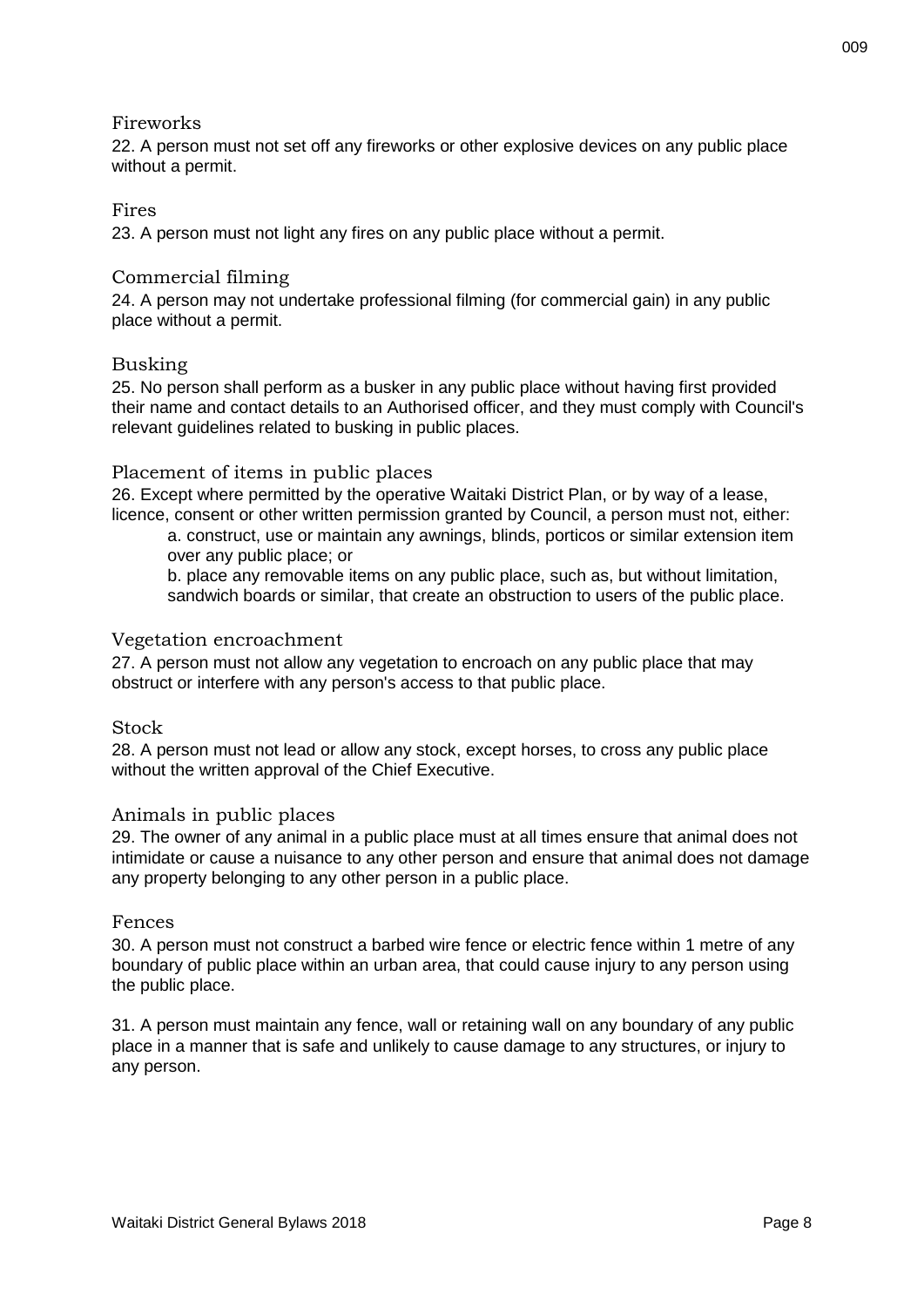### Fireworks

22. A person must not set off any fireworks or other explosive devices on any public place without a permit.

### Fires

23. A person must not light any fires on any public place without a permit.

### Commercial filming

24. A person may not undertake professional filming (for commercial gain) in any public place without a permit.

### Busking

25. No person shall perform as a busker in any public place without having first provided their name and contact details to an Authorised officer, and they must comply with Council's relevant guidelines related to busking in public places.

### Placement of items in public places

26. Except where permitted by the operative Waitaki District Plan, or by way of a lease, licence, consent or other written permission granted by Council, a person must not, either:

> a. construct, use or maintain any awnings, blinds, porticos or similar extension item over any public place; or
>
> b. place any removable items on any public place, such as, but without limitation, sandwich boards or similar, that create an obstruction to users of the public place.

### Vegetation encroachment

27. A person must not allow any vegetation to encroach on any public place that may obstruct or interfere with any person's access to that public place.

### Stock

28. A person must not lead or allow any stock, except horses, to cross any public place without the written approval of the Chief Executive.

### Animals in public places

29. The owner of any animal in a public place must at all times ensure that animal does not intimidate or cause a nuisance to any other person and ensure that animal does not damage any property belonging to any other person in a public place.

### Fences

30. A person must not construct a barbed wire fence or electric fence within 1 metre of any boundary of public place within an urban area, that could cause injury to any person using the public place.

31. A person must maintain any fence, wall or retaining wall on any boundary of any public place in a manner that is safe and unlikely to cause damage to any structures, or injury to any person.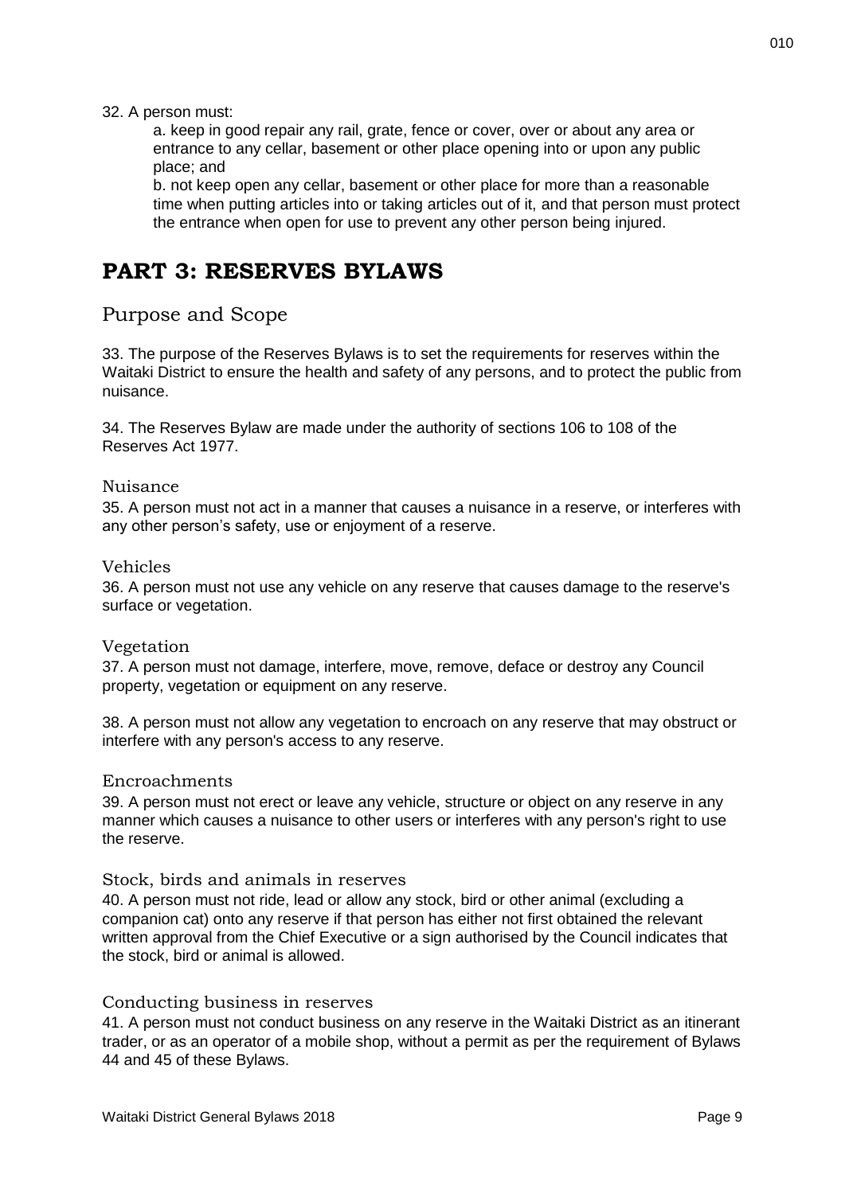32. A person must:

a. keep in good repair any rail, grate, fence or cover, over or about any area or entrance to any cellar, basement or other place opening into or upon any public place; and

b. not keep open any cellar, basement or other place for more than a reasonable time when putting articles into or taking articles out of it, and that person must protect the entrance when open for use to prevent any other person being injured.

# PART 3: RESERVES BYLAWS

## Purpose and Scope

33. The purpose of the Reserves Bylaws is to set the requirements for reserves within the Waitaki District to ensure the health and safety of any persons, and to protect the public from nuisance.

34. The Reserves Bylaw are made under the authority of sections 106 to 108 of the Reserves Act 1977.

### Nuisance

35. A person must not act in a manner that causes a nuisance in a reserve, or interferes with any other person's safety, use or enjoyment of a reserve.

### Vehicles

36. A person must not use any vehicle on any reserve that causes damage to the reserve's surface or vegetation.

### Vegetation

37. A person must not damage, interfere, move, remove, deface or destroy any Council property, vegetation or equipment on any reserve.

38. A person must not allow any vegetation to encroach on any reserve that may obstruct or interfere with any person's access to any reserve.

### Encroachments

39. A person must not erect or leave any vehicle, structure or object on any reserve in any manner which causes a nuisance to other users or interferes with any person's right to use the reserve.

### Stock, birds and animals in reserves

40. A person must not ride, lead or allow any stock, bird or other animal (excluding a companion cat) onto any reserve if that person has either not first obtained the relevant written approval from the Chief Executive or a sign authorised by the Council indicates that the stock, bird or animal is allowed.

### Conducting business in reserves

41. A person must not conduct business on any reserve in the Waitaki District as an itinerant trader, or as an operator of a mobile shop, without a permit as per the requirement of Bylaws 44 and 45 of these Bylaws.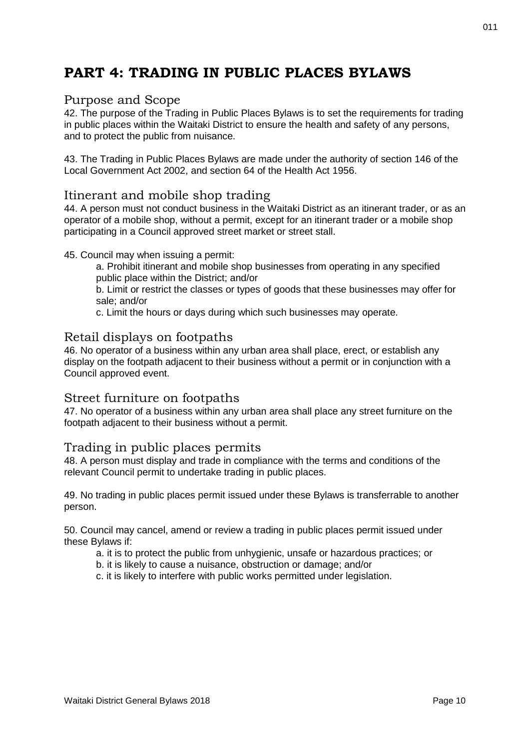# PART 4: TRADING IN PUBLIC PLACES BYLAWS

## Purpose and Scope

42. The purpose of the Trading in Public Places Bylaws is to set the requirements for trading in public places within the Waitaki District to ensure the health and safety of any persons, and to protect the public from nuisance.

43. The Trading in Public Places Bylaws are made under the authority of section 146 of the Local Government Act 2002, and section 64 of the Health Act 1956.

## Itinerant and mobile shop trading

44. A person must not conduct business in the Waitaki District as an itinerant trader, or as an operator of a mobile shop, without a permit, except for an itinerant trader or a mobile shop participating in a Council approved street market or street stall.

45. Council may when issuing a permit:

a. Prohibit itinerant and mobile shop businesses from operating in any specified public place within the District; and/or

b. Limit or restrict the classes or types of goods that these businesses may offer for sale; and/or

c. Limit the hours or days during which such businesses may operate.

## Retail displays on footpaths

46. No operator of a business within any urban area shall place, erect, or establish any display on the footpath adjacent to their business without a permit or in conjunction with a Council approved event.

## Street furniture on footpaths

47. No operator of a business within any urban area shall place any street furniture on the footpath adjacent to their business without a permit.

## Trading in public places permits

48. A person must display and trade in compliance with the terms and conditions of the relevant Council permit to undertake trading in public places.

49. No trading in public places permit issued under these Bylaws is transferrable to another person.

50. Council may cancel, amend or review a trading in public places permit issued under these Bylaws if:

a. it is to protect the public from unhygienic, unsafe or hazardous practices; or

b. it is likely to cause a nuisance, obstruction or damage; and/or

c. it is likely to interfere with public works permitted under legislation.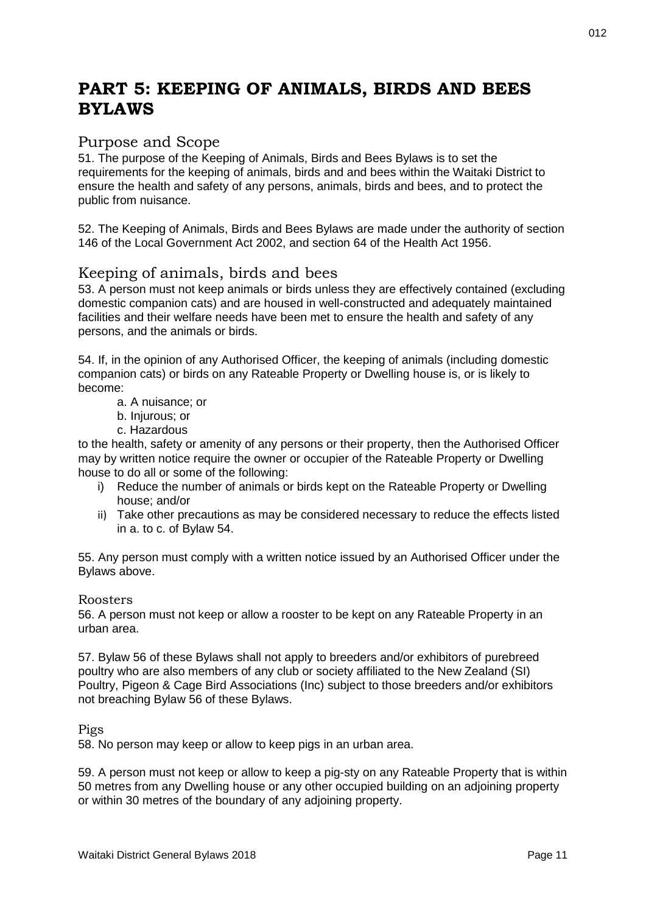# PART 5: KEEPING OF ANIMALS, BIRDS AND BEES BYLAWS

## Purpose and Scope

51. The purpose of the Keeping of Animals, Birds and Bees Bylaws is to set the requirements for the keeping of animals, birds and and bees within the Waitaki District to ensure the health and safety of any persons, animals, birds and bees, and to protect the public from nuisance.

52. The Keeping of Animals, Birds and Bees Bylaws are made under the authority of section 146 of the Local Government Act 2002, and section 64 of the Health Act 1956.

## Keeping of animals, birds and bees

53. A person must not keep animals or birds unless they are effectively contained (excluding domestic companion cats) and are housed in well-constructed and adequately maintained facilities and their welfare needs have been met to ensure the health and safety of any persons, and the animals or birds.

54. If, in the opinion of any Authorised Officer, the keeping of animals (including domestic companion cats) or birds on any Rateable Property or Dwelling house is, or is likely to become:

a. A nuisance; or
b. Injurous; or
c. Hazardous

to the health, safety or amenity of any persons or their property, then the Authorised Officer may by written notice require the owner or occupier of the Rateable Property or Dwelling house to do all or some of the following:

i) Reduce the number of animals or birds kept on the Rateable Property or Dwelling house; and/or
ii) Take other precautions as may be considered necessary to reduce the effects listed in a. to c. of Bylaw 54.

55. Any person must comply with a written notice issued by an Authorised Officer under the Bylaws above.

### Roosters

56. A person must not keep or allow a rooster to be kept on any Rateable Property in an urban area.

57. Bylaw 56 of these Bylaws shall not apply to breeders and/or exhibitors of purebreed poultry who are also members of any club or society affiliated to the New Zealand (SI) Poultry, Pigeon & Cage Bird Associations (Inc) subject to those breeders and/or exhibitors not breaching Bylaw 56 of these Bylaws.

### Pigs

58. No person may keep or allow to keep pigs in an urban area.

59. A person must not keep or allow to keep a pig-sty on any Rateable Property that is within 50 metres from any Dwelling house or any other occupied building on an adjoining property or within 30 metres of the boundary of any adjoining property.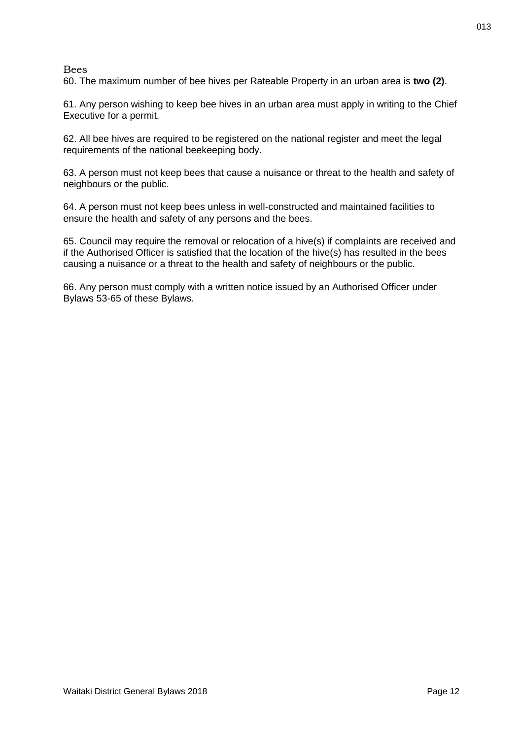## Bees

60. The maximum number of bee hives per Rateable Property in an urban area is **two (2)**.

61. Any person wishing to keep bee hives in an urban area must apply in writing to the Chief Executive for a permit.

62. All bee hives are required to be registered on the national register and meet the legal requirements of the national beekeeping body.

63. A person must not keep bees that cause a nuisance or threat to the health and safety of neighbours or the public.

64. A person must not keep bees unless in well-constructed and maintained facilities to ensure the health and safety of any persons and the bees.

65. Council may require the removal or relocation of a hive(s) if complaints are received and if the Authorised Officer is satisfied that the location of the hive(s) has resulted in the bees causing a nuisance or a threat to the health and safety of neighbours or the public.

66. Any person must comply with a written notice issued by an Authorised Officer under Bylaws 53-65 of these Bylaws.